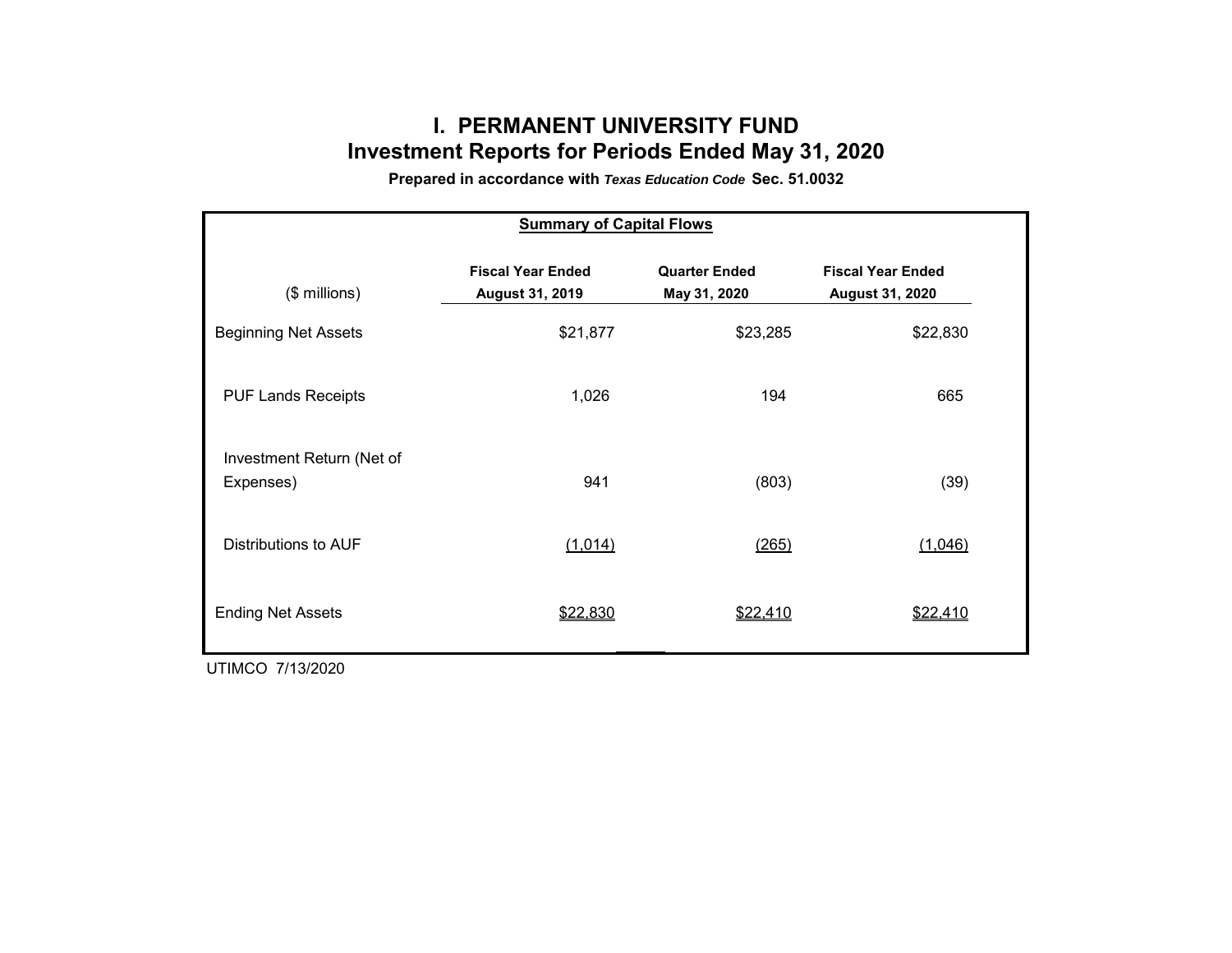# I. PERMANENT UNIVERSITY FUND

## Investment Reports for Periods Ended May 31, 2020

**Prepared in accordance with *Texas Education Code* Sec. 51.0032**

**Summary of Capital Flows**

| ($ millions) | Fiscal Year Ended August 31, 2019 | Quarter Ended May 31, 2020 | Fiscal Year Ended August 31, 2020 |
|---|---|---|---|
| Beginning Net Assets | $21,877 | $23,285 | $22,830 |
| PUF Lands Receipts | 1,026 | 194 | 665 |
| Investment Return (Net of Expenses) | 941 | (803) | (39) |
| Distributions to AUF | (1,014) | (265) | (1,046) |
| Ending Net Assets | $22,830 | $22,410 | $22,410 |

UTIMCO 7/13/2020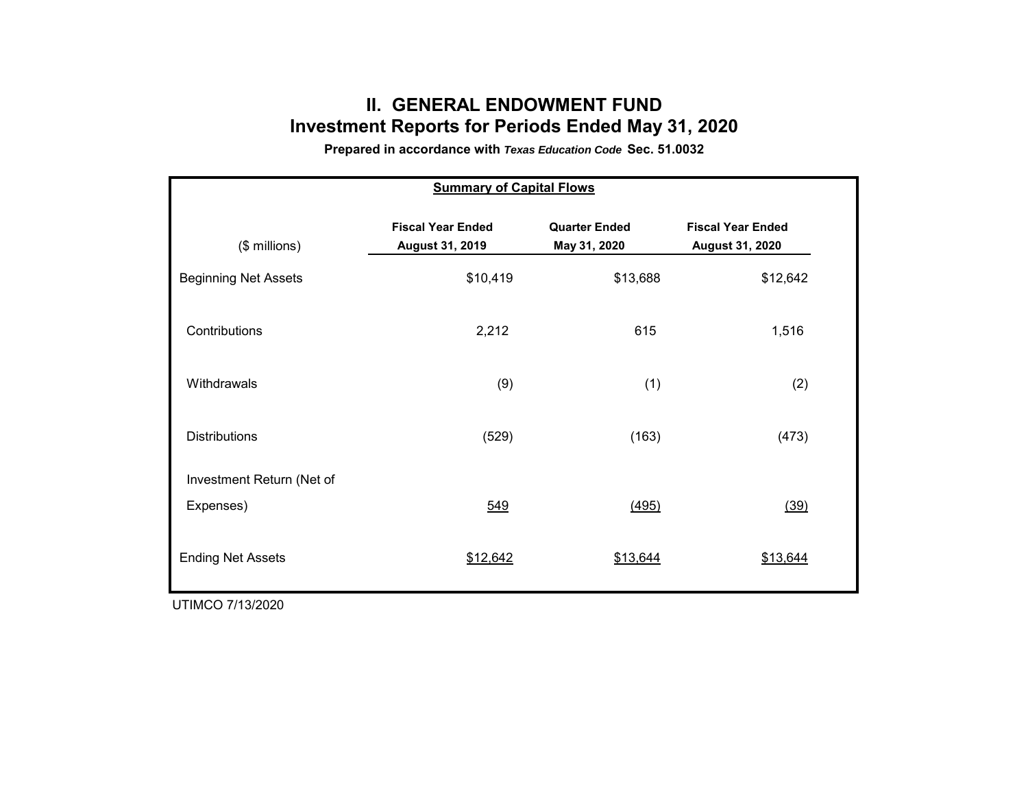# II. GENERAL ENDOWMENT FUND

## Investment Reports for Periods Ended May 31, 2020

**Prepared in accordance with *Texas Education Code* Sec. 51.0032**

**Summary of Capital Flows**

| ($ millions) | Fiscal Year Ended August 31, 2019 | Quarter Ended May 31, 2020 | Fiscal Year Ended August 31, 2020 |
|---|---|---|---|
| Beginning Net Assets | $10,419 | $13,688 | $12,642 |
| Contributions | 2,212 | 615 | 1,516 |
| Withdrawals | (9) | (1) | (2) |
| Distributions | (529) | (163) | (473) |
| Investment Return (Net of Expenses) | 549 | (495) | (39) |
| Ending Net Assets | $12,642 | $13,644 | $13,644 |

UTIMCO 7/13/2020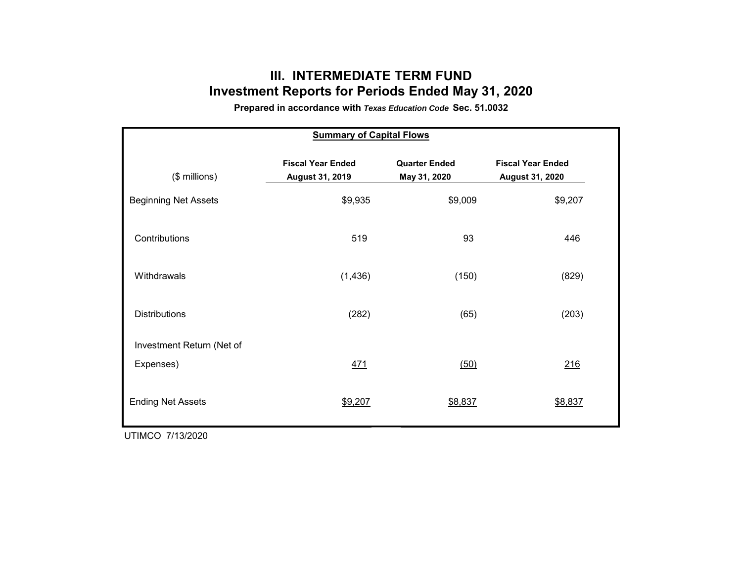# III. INTERMEDIATE TERM FUND

## Investment Reports for Periods Ended May 31, 2020

**Prepared in accordance with *Texas Education Code* Sec. 51.0032**

**Summary of Capital Flows**

| ($ millions) | Fiscal Year Ended August 31, 2019 | Quarter Ended May 31, 2020 | Fiscal Year Ended August 31, 2020 |
|---|---|---|---|
| Beginning Net Assets | $9,935 | $9,009 | $9,207 |
| Contributions | 519 | 93 | 446 |
| Withdrawals | (1,436) | (150) | (829) |
| Distributions | (282) | (65) | (203) |
| Investment Return (Net of Expenses) | 471 | (50) | 216 |
| Ending Net Assets | $9,207 | $8,837 | $8,837 |

UTIMCO 7/13/2020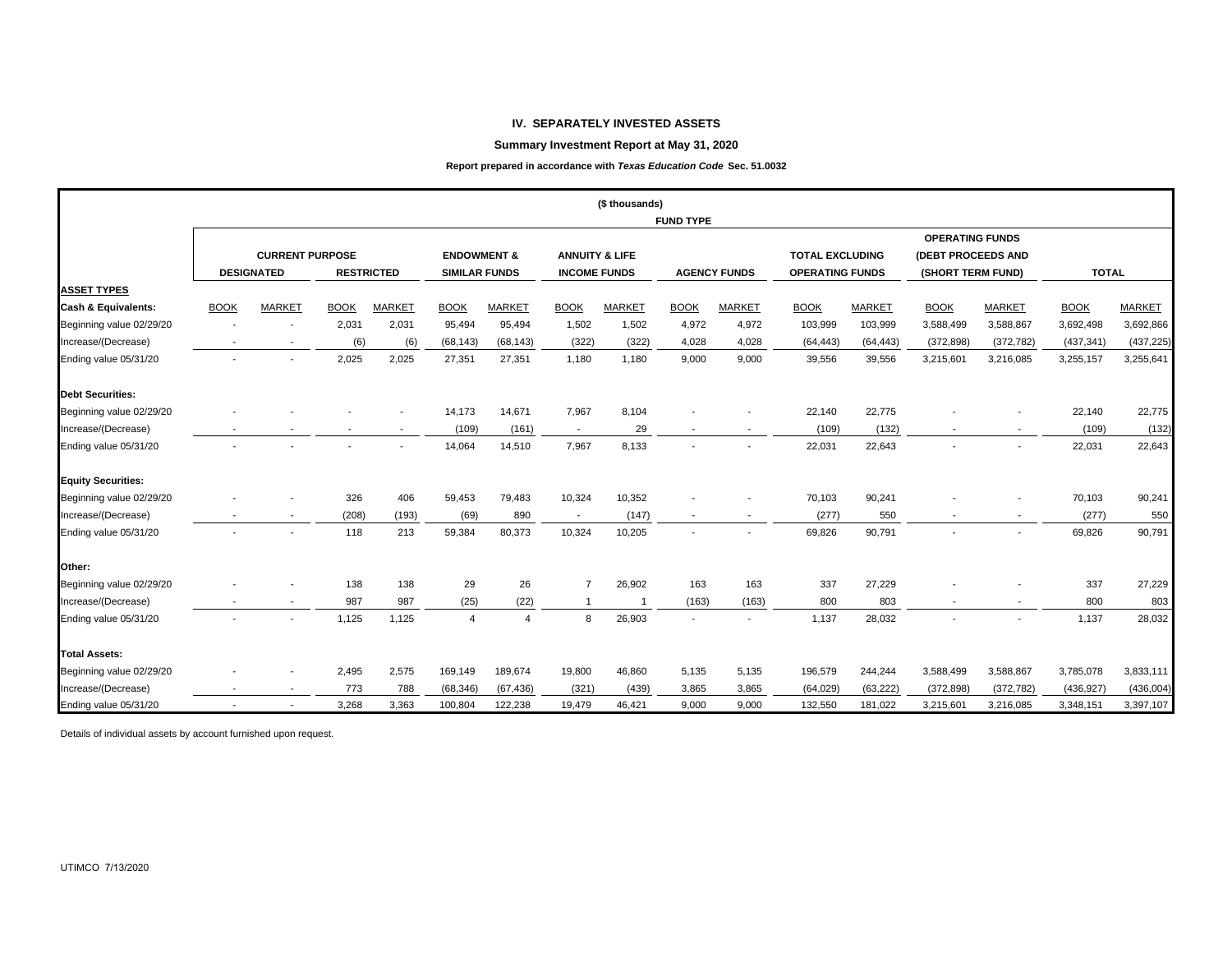### IV. SEPARATELY INVESTED ASSETS

**Summary Investment Report at May 31, 2020**

**Report prepared in accordance with *Texas Education Code* Sec. 51.0032**

($ thousands)

| | FUND TYPE | | | | | | | | | | | | | | | |
|---|---|---|---|---|---|---|---|---|---|---|---|---|---|---|---|---|
| | CURRENT PURPOSE | | | | ENDOWMENT & SIMILAR FUNDS | | ANNUITY & LIFE INCOME FUNDS | | AGENCY FUNDS | | TOTAL EXCLUDING OPERATING FUNDS | | OPERATING FUNDS (DEBT PROCEEDS AND (SHORT TERM FUND) | | TOTAL | |
| | DESIGNATED | | RESTRICTED | | | | | | | | | | | | | |
| **ASSET TYPES** | | | | | | | | | | | | | | | | |
| **Cash & Equivalents:** | BOOK | MARKET | BOOK | MARKET | BOOK | MARKET | BOOK | MARKET | BOOK | MARKET | BOOK | MARKET | BOOK | MARKET | BOOK | MARKET |
| Beginning value 02/29/20 | - | - | 2,031 | 2,031 | 95,494 | 95,494 | 1,502 | 1,502 | 4,972 | 4,972 | 103,999 | 103,999 | 3,588,499 | 3,588,867 | 3,692,498 | 3,692,866 |
| Increase/(Decrease) | - | - | (6) | (6) | (68,143) | (68,143) | (322) | (322) | 4,028 | 4,028 | (64,443) | (64,443) | (372,898) | (372,782) | (437,341) | (437,225) |
| Ending value 05/31/20 | - | - | 2,025 | 2,025 | 27,351 | 27,351 | 1,180 | 1,180 | 9,000 | 9,000 | 39,556 | 39,556 | 3,215,601 | 3,216,085 | 3,255,157 | 3,255,641 |
| **Debt Securities:** | | | | | | | | | | | | | | | | |
| Beginning value 02/29/20 | - | - | - | - | 14,173 | 14,671 | 7,967 | 8,104 | - | - | 22,140 | 22,775 | - | - | 22,140 | 22,775 |
| Increase/(Decrease) | - | - | - | - | (109) | (161) | - | 29 | - | - | (109) | (132) | - | - | (109) | (132) |
| Ending value 05/31/20 | - | - | - | - | 14,064 | 14,510 | 7,967 | 8,133 | - | - | 22,031 | 22,643 | - | - | 22,031 | 22,643 |
| **Equity Securities:** | | | | | | | | | | | | | | | | |
| Beginning value 02/29/20 | - | - | 326 | 406 | 59,453 | 79,483 | 10,324 | 10,352 | - | - | 70,103 | 90,241 | - | - | 70,103 | 90,241 |
| Increase/(Decrease) | - | - | (208) | (193) | (69) | 890 | - | (147) | - | - | (277) | 550 | - | - | (277) | 550 |
| Ending value 05/31/20 | - | - | 118 | 213 | 59,384 | 80,373 | 10,324 | 10,205 | - | - | 69,826 | 90,791 | - | - | 69,826 | 90,791 |
| **Other:** | | | | | | | | | | | | | | | | |
| Beginning value 02/29/20 | - | - | 138 | 138 | 29 | 26 | 7 | 26,902 | 163 | 163 | 337 | 27,229 | - | - | 337 | 27,229 |
| Increase/(Decrease) | - | - | 987 | 987 | (25) | (22) | 1 | 1 | (163) | (163) | 800 | 803 | - | - | 800 | 803 |
| Ending value 05/31/20 | - | - | 1,125 | 1,125 | 4 | 4 | 8 | 26,903 | - | - | 1,137 | 28,032 | - | - | 1,137 | 28,032 |
| **Total Assets:** | | | | | | | | | | | | | | | | |
| Beginning value 02/29/20 | - | - | 2,495 | 2,575 | 169,149 | 189,674 | 19,800 | 46,860 | 5,135 | 5,135 | 196,579 | 244,244 | 3,588,499 | 3,588,867 | 3,785,078 | 3,833,111 |
| Increase/(Decrease) | - | - | 773 | 788 | (68,346) | (67,436) | (321) | (439) | 3,865 | 3,865 | (64,029) | (63,222) | (372,898) | (372,782) | (436,927) | (436,004) |
| Ending value 05/31/20 | - | - | 3,268 | 3,363 | 100,804 | 122,238 | 19,479 | 46,421 | 9,000 | 9,000 | 132,550 | 181,022 | 3,215,601 | 3,216,085 | 3,348,151 | 3,397,107 |

Details of individual assets by account furnished upon request.

UTIMCO 7/13/2020